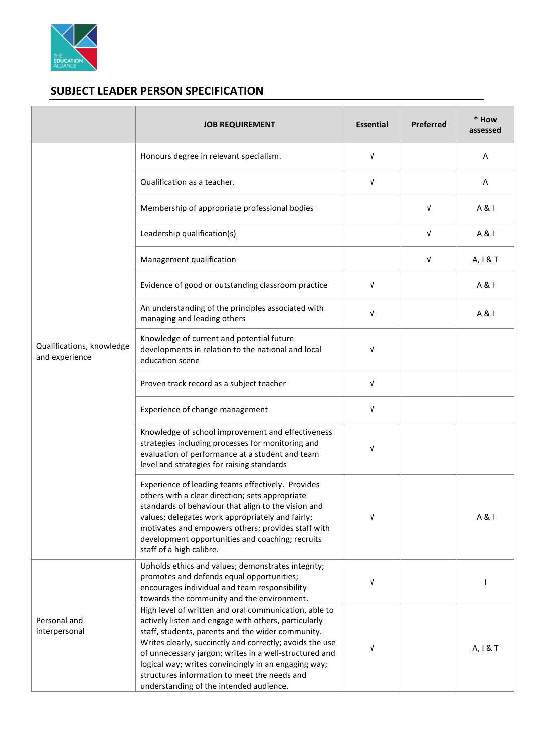## SUBJECT LEADER PERSON SPECIFICATION

| | JOB REQUIREMENT | Essential | Preferred | * How assessed |
|---|---|---|---|---|
| Qualifications, knowledge and experience | Honours degree in relevant specialism. | √ | | A |
| | Qualification as a teacher. | √ | | A |
| | Membership of appropriate professional bodies | | √ | A & I |
| | Leadership qualification(s) | | √ | A & I |
| | Management qualification | | √ | A, I & T |
| | Evidence of good or outstanding classroom practice | √ | | A & I |
| | An understanding of the principles associated with managing and leading others | √ | | A & I |
| | Knowledge of current and potential future developments in relation to the national and local education scene | √ | | |
| | Proven track record as a subject teacher | √ | | |
| | Experience of change management | √ | | |
| | Knowledge of school improvement and effectiveness strategies including processes for monitoring and evaluation of performance at a student and team level and strategies for raising standards | √ | | |
| | Experience of leading teams effectively. Provides others with a clear direction; sets appropriate standards of behaviour that align to the vision and values; delegates work appropriately and fairly; motivates and empowers others; provides staff with development opportunities and coaching; recruits staff of a high calibre. | √ | | A & I |
| Personal and interpersonal | Upholds ethics and values; demonstrates integrity; promotes and defends equal opportunities; encourages individual and team responsibility towards the community and the environment. | √ | | I |
| | High level of written and oral communication, able to actively listen and engage with others, particularly staff, students, parents and the wider community. Writes clearly, succinctly and correctly; avoids the use of unnecessary jargon; writes in a well-structured and logical way; writes convincingly in an engaging way; structures information to meet the needs and understanding of the intended audience. | √ | | A, I & T |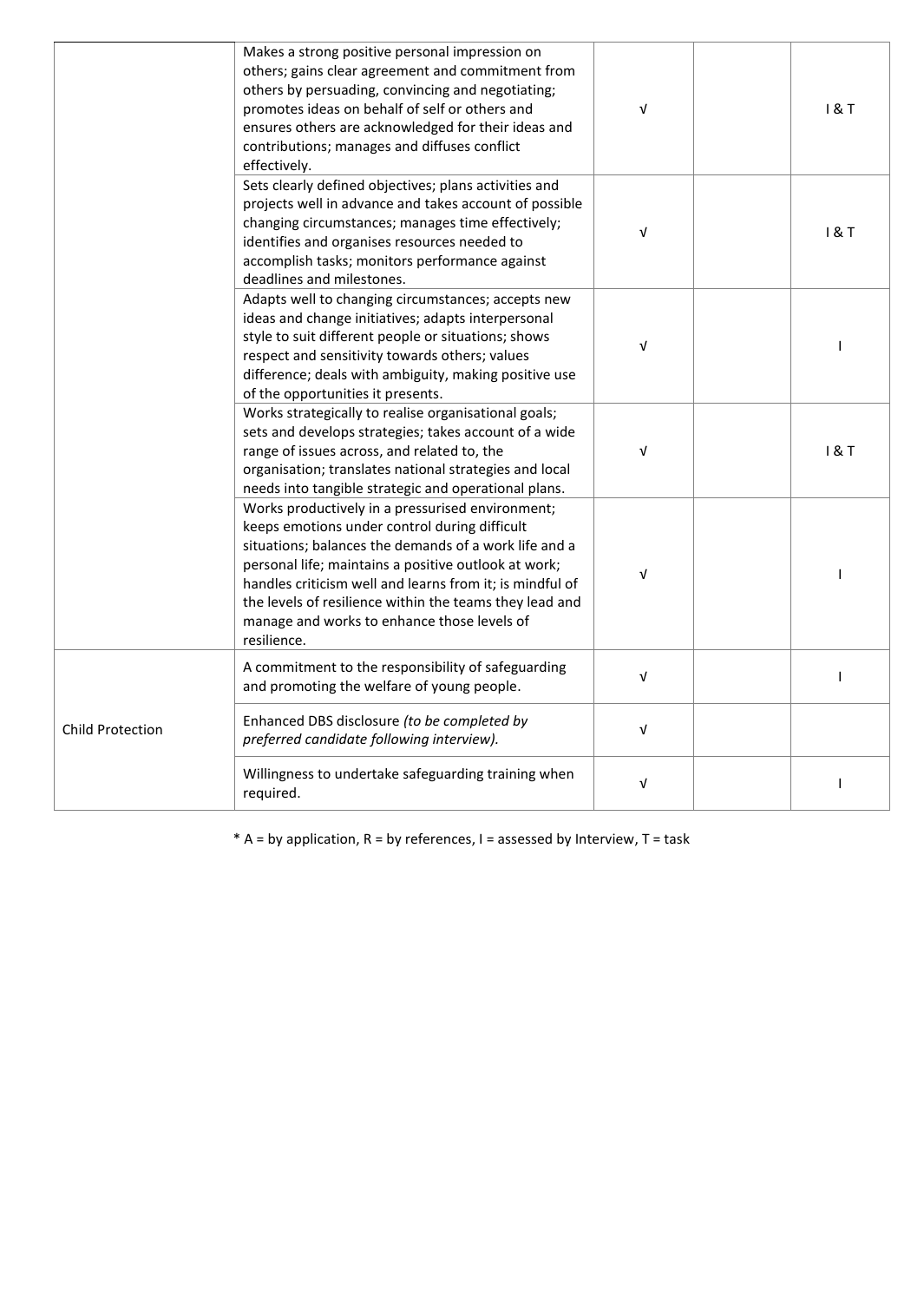| | | | | |
|---|---|---|---|---|
| | Makes a strong positive personal impression on others; gains clear agreement and commitment from others by persuading, convincing and negotiating; promotes ideas on behalf of self or others and ensures others are acknowledged for their ideas and contributions; manages and diffuses conflict effectively. | √ | | I & T |
| | Sets clearly defined objectives; plans activities and projects well in advance and takes account of possible changing circumstances; manages time effectively; identifies and organises resources needed to accomplish tasks; monitors performance against deadlines and milestones. | √ | | I & T |
| | Adapts well to changing circumstances; accepts new ideas and change initiatives; adapts interpersonal style to suit different people or situations; shows respect and sensitivity towards others; values difference; deals with ambiguity, making positive use of the opportunities it presents. | √ | | I |
| | Works strategically to realise organisational goals; sets and develops strategies; takes account of a wide range of issues across, and related to, the organisation; translates national strategies and local needs into tangible strategic and operational plans. | √ | | I & T |
| | Works productively in a pressurised environment; keeps emotions under control during difficult situations; balances the demands of a work life and a personal life; maintains a positive outlook at work; handles criticism well and learns from it; is mindful of the levels of resilience within the teams they lead and manage and works to enhance those levels of resilience. | √ | | I |
| Child Protection | A commitment to the responsibility of safeguarding and promoting the welfare of young people. | √ | | I |
| | Enhanced DBS disclosure *(to be completed by preferred candidate following interview).* | √ | | |
| | Willingness to undertake safeguarding training when required. | √ | | I |

* A = by application, R = by references, I = assessed by Interview, T = task